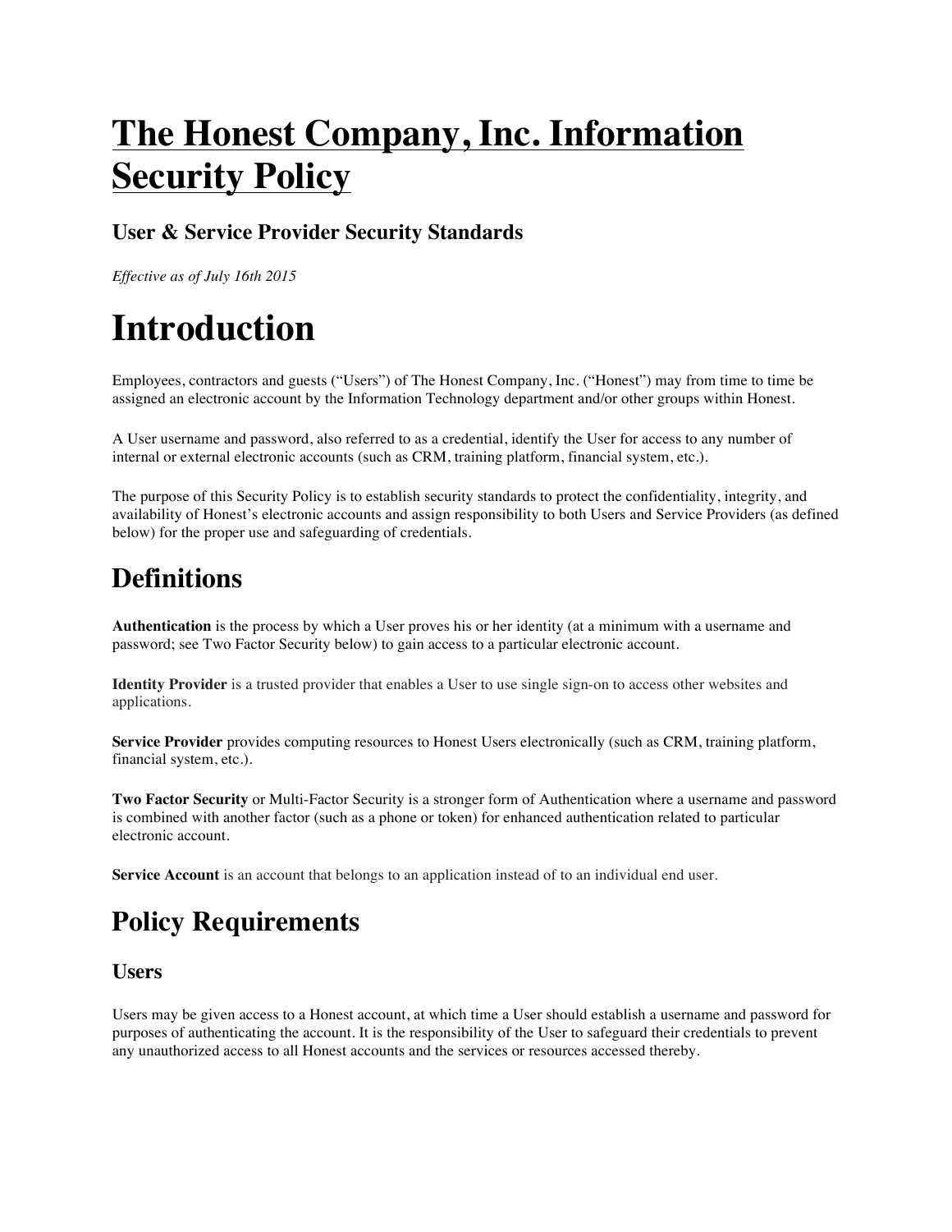# The Honest Company, Inc. Information Security Policy

### User & Service Provider Security Standards

*Effective as of July 16th 2015*

# Introduction

Employees, contractors and guests ("Users") of The Honest Company, Inc. ("Honest") may from time to time be assigned an electronic account by the Information Technology department and/or other groups within Honest.

A User username and password, also referred to as a credential, identify the User for access to any number of internal or external electronic accounts (such as CRM, training platform, financial system, etc.).

The purpose of this Security Policy is to establish security standards to protect the confidentiality, integrity, and availability of Honest's electronic accounts and assign responsibility to both Users and Service Providers (as defined below) for the proper use and safeguarding of credentials.

## Definitions

**Authentication** is the process by which a User proves his or her identity (at a minimum with a username and password; see Two Factor Security below) to gain access to a particular electronic account.

**Identity Provider** is a trusted provider that enables a User to use single sign-on to access other websites and applications.

**Service Provider** provides computing resources to Honest Users electronically (such as CRM, training platform, financial system, etc.).

**Two Factor Security** or Multi-Factor Security is a stronger form of Authentication where a username and password is combined with another factor (such as a phone or token) for enhanced authentication related to particular electronic account.

**Service Account** is an account that belongs to an application instead of to an individual end user.

## Policy Requirements

### Users

Users may be given access to a Honest account, at which time a User should establish a username and password for purposes of authenticating the account. It is the responsibility of the User to safeguard their credentials to prevent any unauthorized access to all Honest accounts and the services or resources accessed thereby.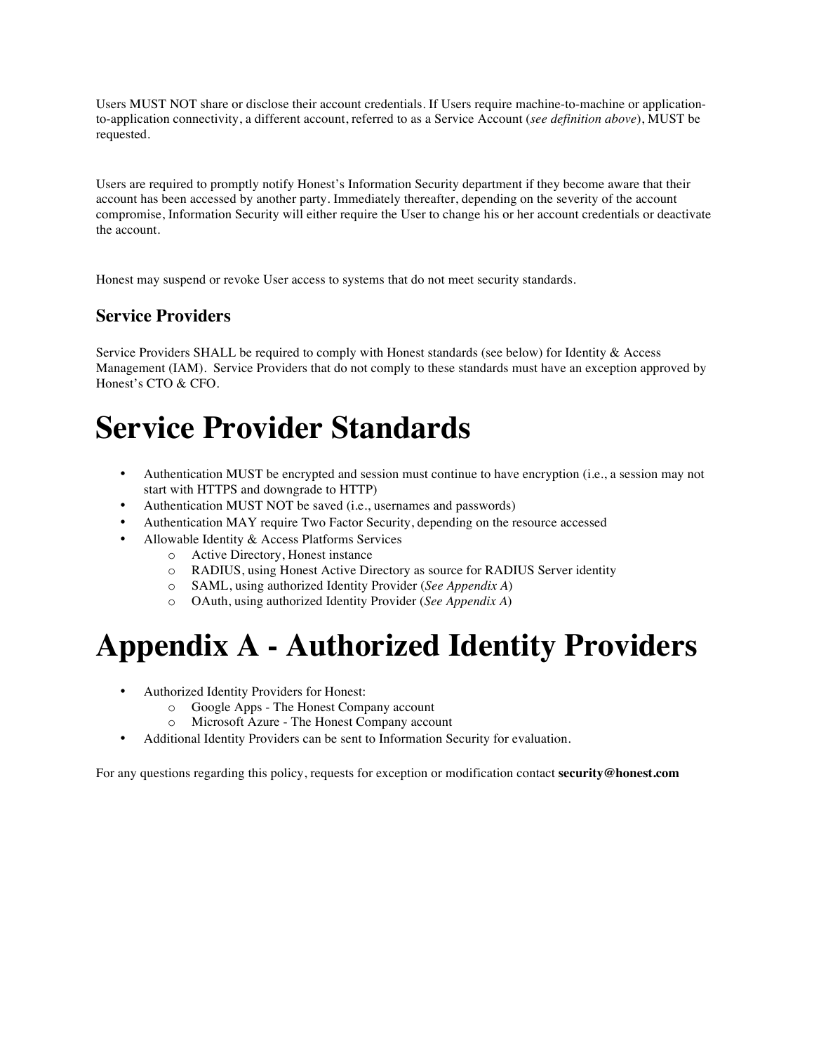Users MUST NOT share or disclose their account credentials. If Users require machine-to-machine or application-to-application connectivity, a different account, referred to as a Service Account (*see definition above*), MUST be requested.

Users are required to promptly notify Honest's Information Security department if they become aware that their account has been accessed by another party. Immediately thereafter, depending on the severity of the account compromise, Information Security will either require the User to change his or her account credentials or deactivate the account.

Honest may suspend or revoke User access to systems that do not meet security standards.

### Service Providers

Service Providers SHALL be required to comply with Honest standards (see below) for Identity & Access Management (IAM). Service Providers that do not comply to these standards must have an exception approved by Honest's CTO & CFO.

# Service Provider Standards

- Authentication MUST be encrypted and session must continue to have encryption (i.e., a session may not start with HTTPS and downgrade to HTTP)
- Authentication MUST NOT be saved (i.e., usernames and passwords)
- Authentication MAY require Two Factor Security, depending on the resource accessed
- Allowable Identity & Access Platforms Services
  - Active Directory, Honest instance
  - RADIUS, using Honest Active Directory as source for RADIUS Server identity
  - SAML, using authorized Identity Provider (*See Appendix A*)
  - OAuth, using authorized Identity Provider (*See Appendix A*)

# Appendix A - Authorized Identity Providers

- Authorized Identity Providers for Honest:
  - Google Apps - The Honest Company account
  - Microsoft Azure - The Honest Company account
- Additional Identity Providers can be sent to Information Security for evaluation.

For any questions regarding this policy, requests for exception or modification contact **security@honest.com**